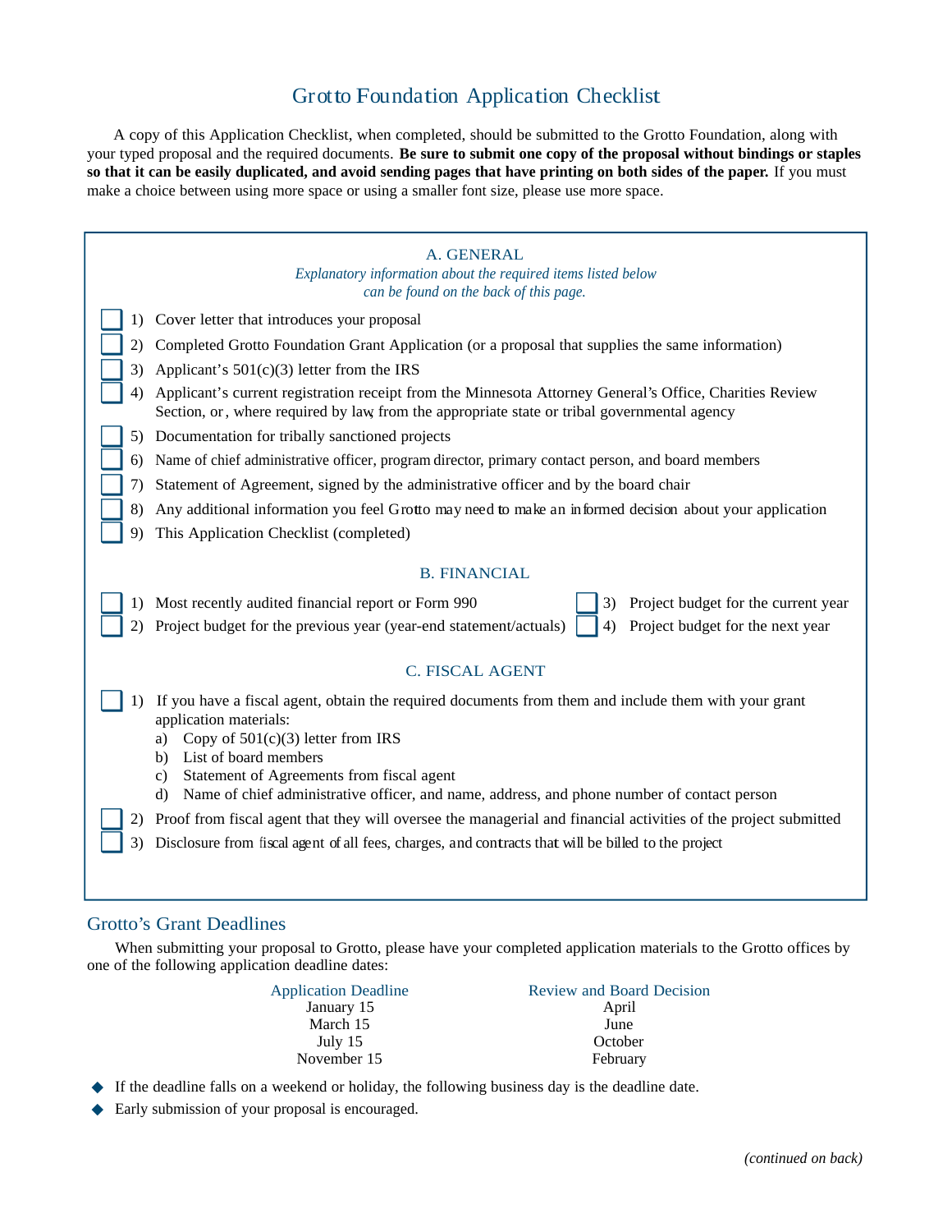# Grotto Foundation Application Checklist

A copy of this Application Checklist, when completed, should be submitted to the Grotto Foundation, along with your typed proposal and the required documents. **Be sure to submit one copy of the proposal without bindings or staples so that it can be easily duplicated, and avoid sending pages that have printing on both sides of the paper.** If you must make a choice between using more space or using a smaller font size, please use more space.

## A. GENERAL

*Explanatory information about the required items listed below can be found on the back of this page.*

- ☐ 1) Cover letter that introduces your proposal
- ☐ 2) Completed Grotto Foundation Grant Application (or a proposal that supplies the same information)
- ☐ 3) Applicant's 501(c)(3) letter from the IRS
- ☐ 4) Applicant's current registration receipt from the Minnesota Attorney General's Office, Charities Review Section, or, where required by law, from the appropriate state or tribal governmental agency
- ☐ 5) Documentation for tribally sanctioned projects
- ☐ 6) Name of chief administrative officer, program director, primary contact person, and board members
- ☐ 7) Statement of Agreement, signed by the administrative officer and by the board chair
- ☐ 8) Any additional information you feel Grotto may need to make an informed decision about your application
- ☐ 9) This Application Checklist (completed)

## B. FINANCIAL

- ☐ 1) Most recently audited financial report or Form 990
- ☐ 2) Project budget for the previous year (year-end statement/actuals)
- ☐ 3) Project budget for the current year
- ☐ 4) Project budget for the next year

## C. FISCAL AGENT

- ☐ 1) If you have a fiscal agent, obtain the required documents from them and include them with your grant application materials:
  - a) Copy of 501(c)(3) letter from IRS
  - b) List of board members
  - c) Statement of Agreements from fiscal agent
  - d) Name of chief administrative officer, and name, address, and phone number of contact person
- ☐ 2) Proof from fiscal agent that they will oversee the managerial and financial activities of the project submitted
- ☐ 3) Disclosure from fiscal agent of all fees, charges, and contracts that will be billed to the project

## Grotto's Grant Deadlines

When submitting your proposal to Grotto, please have your completed application materials to the Grotto offices by one of the following application deadline dates:

| Application Deadline | Review and Board Decision |
|---|---|
| January 15 | April |
| March 15 | June |
| July 15 | October |
| November 15 | February |

- If the deadline falls on a weekend or holiday, the following business day is the deadline date.
- Early submission of your proposal is encouraged.

*(continued on back)*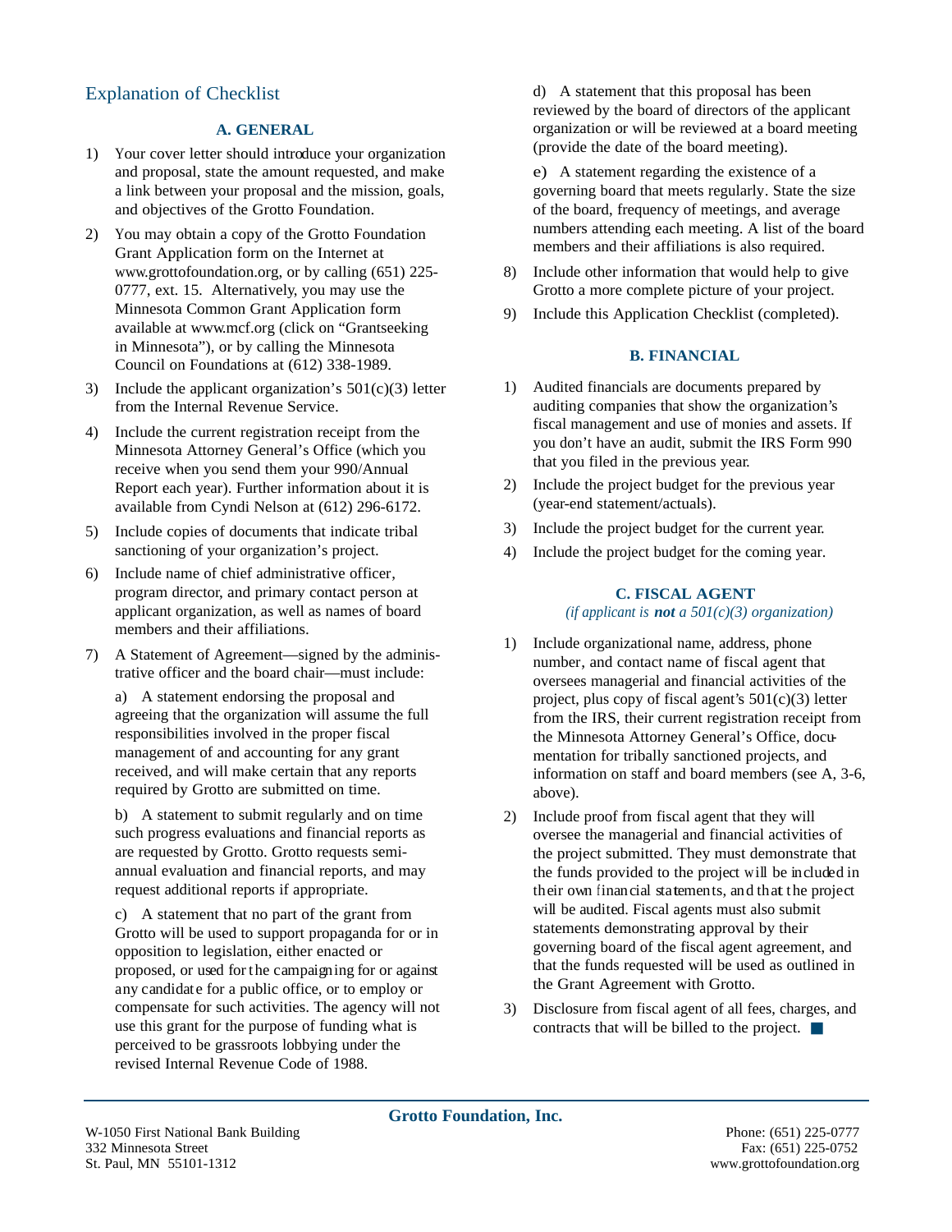## Explanation of Checklist

### A. GENERAL

1) Your cover letter should introduce your organization and proposal, state the amount requested, and make a link between your proposal and the mission, goals, and objectives of the Grotto Foundation.
2) You may obtain a copy of the Grotto Foundation Grant Application form on the Internet at www.grottofoundation.org, or by calling (651) 225-0777, ext. 15. Alternatively, you may use the Minnesota Common Grant Application form available at www.mcf.org (click on "Grantseeking in Minnesota"), or by calling the Minnesota Council on Foundations at (612) 338-1989.
3) Include the applicant organization's 501(c)(3) letter from the Internal Revenue Service.
4) Include the current registration receipt from the Minnesota Attorney General's Office (which you receive when you send them your 990/Annual Report each year). Further information about it is available from Cyndi Nelson at (612) 296-6172.
5) Include copies of documents that indicate tribal sanctioning of your organization's project.
6) Include name of chief administrative officer, program director, and primary contact person at applicant organization, as well as names of board members and their affiliations.
7) A Statement of Agreement—signed by the administrative officer and the board chair—must include:

   a) A statement endorsing the proposal and agreeing that the organization will assume the full responsibilities involved in the proper fiscal management of and accounting for any grant received, and will make certain that any reports required by Grotto are submitted on time.

   b) A statement to submit regularly and on time such progress evaluations and financial reports as are requested by Grotto. Grotto requests semi-annual evaluation and financial reports, and may request additional reports if appropriate.

   c) A statement that no part of the grant from Grotto will be used to support propaganda for or in opposition to legislation, either enacted or proposed, or used for the campaigning for or against any candidate for a public office, or to employ or compensate for such activities. The agency will not use this grant for the purpose of funding what is perceived to be grassroots lobbying under the revised Internal Revenue Code of 1988.

   d) A statement that this proposal has been reviewed by the board of directors of the applicant organization or will be reviewed at a board meeting (provide the date of the board meeting).

   e) A statement regarding the existence of a governing board that meets regularly. State the size of the board, frequency of meetings, and average numbers attending each meeting. A list of the board members and their affiliations is also required.
8) Include other information that would help to give Grotto a more complete picture of your project.
9) Include this Application Checklist (completed).

### B. FINANCIAL

1) Audited financials are documents prepared by auditing companies that show the organization's fiscal management and use of monies and assets. If you don't have an audit, submit the IRS Form 990 that you filed in the previous year.
2) Include the project budget for the previous year (year-end statement/actuals).
3) Include the project budget for the current year.
4) Include the project budget for the coming year.

### C. FISCAL AGENT

*(if applicant is **not** a 501(c)(3) organization)*

1) Include organizational name, address, phone number, and contact name of fiscal agent that oversees managerial and financial activities of the project, plus copy of fiscal agent's 501(c)(3) letter from the IRS, their current registration receipt from the Minnesota Attorney General's Office, documentation for tribally sanctioned projects, and information on staff and board members (see A, 3-6, above).
2) Include proof from fiscal agent that they will oversee the managerial and financial activities of the project submitted. They must demonstrate that the funds provided to the project will be included in their own financial statements, and that the project will be audited. Fiscal agents must also submit statements demonstrating approval by their governing board of the fiscal agent agreement, and that the funds requested will be used as outlined in the Grant Agreement with Grotto.
3) Disclosure from fiscal agent of all fees, charges, and contracts that will be billed to the project. ■

**Grotto Foundation, Inc.**

W-1050 First National Bank Building
332 Minnesota Street
St. Paul, MN 55101-1312

Phone: (651) 225-0777
Fax: (651) 225-0752
www.grottofoundation.org